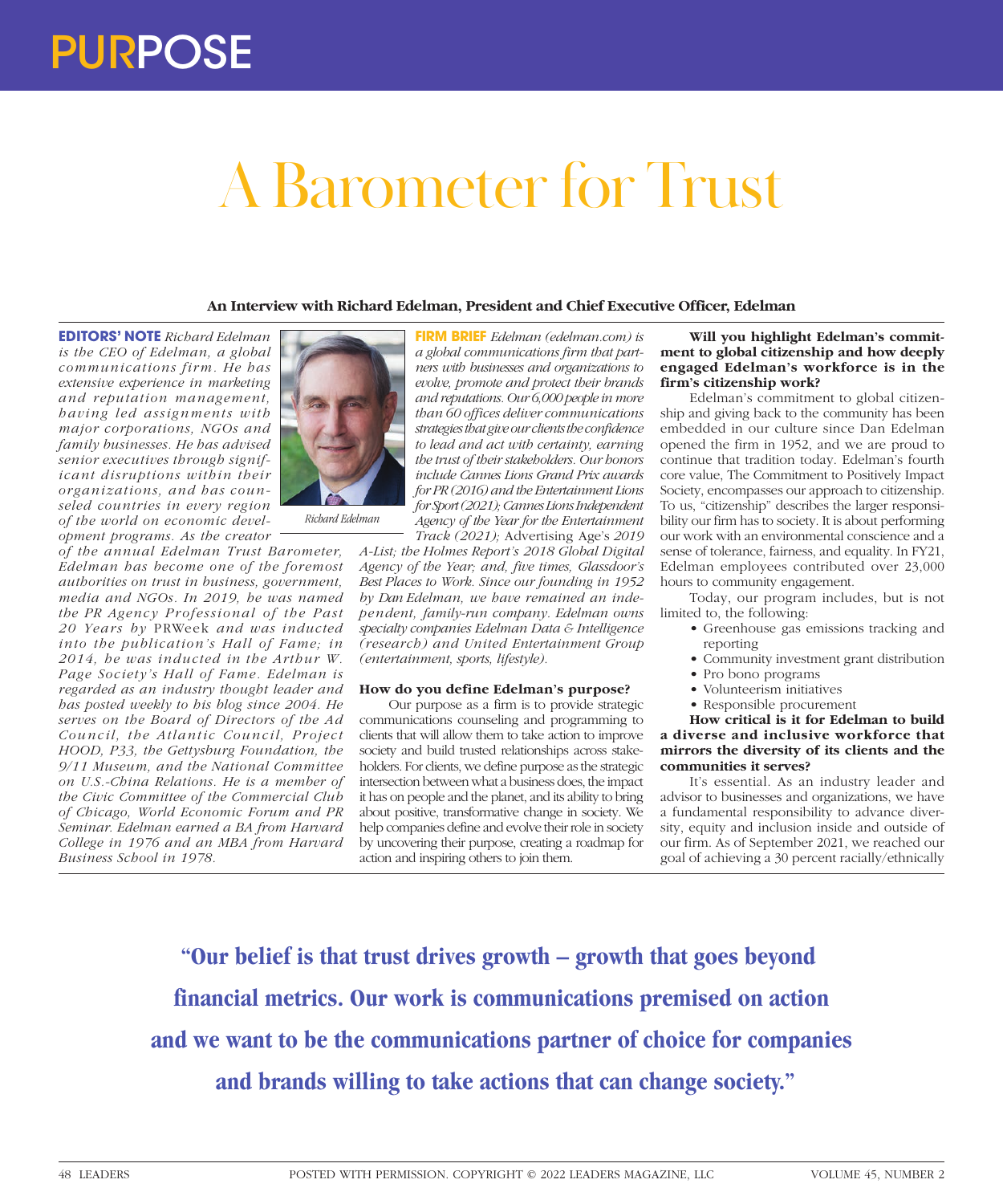# A Barometer for Trust

**An Interview with Richard Edelman, President and Chief Executive Officer, Edelman**

**EDITORS' NOTE** *Richard Edelman is the CEO of Edelman, a global communications firm. He has extensive experience in marketing and reputation management, having led assignments with major corporations, NGOs and family businesses. He has advised senior executives through significant disruptions within their organizations, and has counseled countries in every region of the world on economic development programs. As the creator of the annual Edelman Trust Barometer, Edelman has become one of the foremost authorities on trust in business, government, media and NGOs. In 2019, he was named the PR Agency Professional of the Past 20 Years by* PRWeek *and was inducted into the publication's Hall of Fame; in 2014, he was inducted in the Arthur W. Page Society's Hall of Fame. Edelman is regarded as an industry thought leader and has posted weekly to his blog since 2004. He serves on the Board of Directors of the Ad Council, the Atlantic Council, Project HOOD, P33, the Gettysburg Foundation, the 9/11 Museum, and the National Committee on U.S.-China Relations. He is a member of the Civic Committee of the Commercial Club of Chicago, World Economic Forum and PR Seminar. Edelman earned a BA from Harvard College in 1976 and an MBA from Harvard Business School in 1978.*

*Richard Edelman*

**FIRM BRIEF** *Edelman (edelman.com) is a global communications firm that partners with businesses and organizations to evolve, promote and protect their brands and reputations. Our 6,000 people in more than 60 offices deliver communications strategies that give our clients the confidence to lead and act with certainty, earning the trust of their stakeholders. Our honors include Cannes Lions Grand Prix awards for PR (2016) and the Entertainment Lions for Sport (2021); Cannes Lions Independent Agency of the Year for the Entertainment Track (2021);* Advertising Age's *2019 A-List; the Holmes Report's 2018 Global Digital Agency of the Year; and, five times, Glassdoor's Best Places to Work. Since our founding in 1952 by Dan Edelman, we have remained an independent, family-run company. Edelman owns specialty companies Edelman Data & Intelligence (research) and United Entertainment Group (entertainment, sports, lifestyle).*

**How do you define Edelman's purpose?**

Our purpose as a firm is to provide strategic communications counseling and programming to clients that will allow them to take action to improve society and build trusted relationships across stakeholders. For clients, we define purpose as the strategic intersection between what a business does, the impact it has on people and the planet, and its ability to bring about positive, transformative change in society. We help companies define and evolve their role in society by uncovering their purpose, creating a roadmap for action and inspiring others to join them.

**Will you highlight Edelman's commitment to global citizenship and how deeply engaged Edelman's workforce is in the firm's citizenship work?**

Edelman's commitment to global citizenship and giving back to the community has been embedded in our culture since Dan Edelman opened the firm in 1952, and we are proud to continue that tradition today. Edelman's fourth core value, The Commitment to Positively Impact Society, encompasses our approach to citizenship. To us, "citizenship" describes the larger responsibility our firm has to society. It is about performing our work with an environmental conscience and a sense of tolerance, fairness, and equality. In FY21, Edelman employees contributed over 23,000 hours to community engagement.

Today, our program includes, but is not limited to, the following:

- Greenhouse gas emissions tracking and reporting
- Community investment grant distribution
- Pro bono programs
- Volunteerism initiatives
- Responsible procurement

**How critical is it for Edelman to build a diverse and inclusive workforce that mirrors the diversity of its clients and the communities it serves?**

It's essential. As an industry leader and advisor to businesses and organizations, we have a fundamental responsibility to advance diversity, equity and inclusion inside and outside of our firm. As of September 2021, we reached our goal of achieving a 30 percent racially/ethnically

**"Our belief is that trust drives growth – growth that goes beyond financial metrics. Our work is communications premised on action and we want to be the communications partner of choice for companies and brands willing to take actions that can change society."**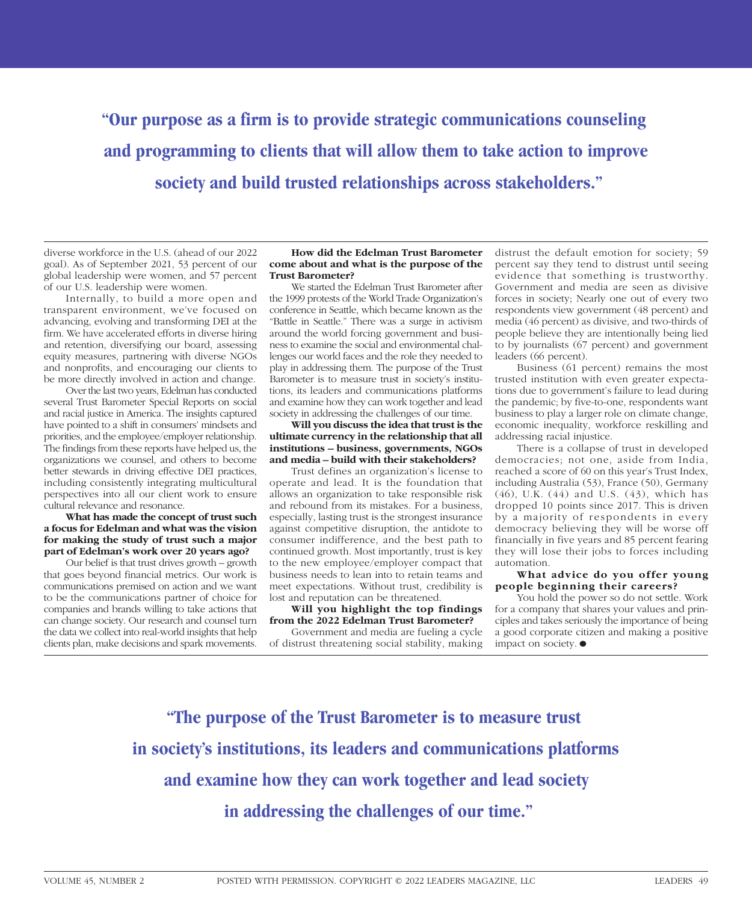**“Our purpose as a firm is to provide strategic communications counseling and programming to clients that will allow them to take action to improve society and build trusted relationships across stakeholders.”**

diverse workforce in the U.S. (ahead of our 2022 goal). As of September 2021, 53 percent of our global leadership were women, and 57 percent of our U.S. leadership were women.

Internally, to build a more open and transparent environment, we’ve focused on advancing, evolving and transforming DEI at the firm. We have accelerated efforts in diverse hiring and retention, diversifying our board, assessing equity measures, partnering with diverse NGOs and nonprofits, and encouraging our clients to be more directly involved in action and change.

Over the last two years, Edelman has conducted several Trust Barometer Special Reports on social and racial justice in America. The insights captured have pointed to a shift in consumers’ mindsets and priorities, and the employee/employer relationship. The findings from these reports have helped us, the organizations we counsel, and others to become better stewards in driving effective DEI practices, including consistently integrating multicultural perspectives into all our client work to ensure cultural relevance and resonance.

**What has made the concept of trust such a focus for Edelman and what was the vision for making the study of trust such a major part of Edelman’s work over 20 years ago?**

Our belief is that trust drives growth – growth that goes beyond financial metrics. Our work is communications premised on action and we want to be the communications partner of choice for companies and brands willing to take actions that can change society. Our research and counsel turn the data we collect into real-world insights that help clients plan, make decisions and spark movements.

**How did the Edelman Trust Barometer come about and what is the purpose of the Trust Barometer?**

We started the Edelman Trust Barometer after the 1999 protests of the World Trade Organization’s conference in Seattle, which became known as the “Battle in Seattle.” There was a surge in activism around the world forcing government and business to examine the social and environmental challenges our world faces and the role they needed to play in addressing them. The purpose of the Trust Barometer is to measure trust in society’s institutions, its leaders and communications platforms and examine how they can work together and lead society in addressing the challenges of our time.

**Will you discuss the idea that trust is the ultimate currency in the relationship that all institutions – business, governments, NGOs and media – build with their stakeholders?**

Trust defines an organization’s license to operate and lead. It is the foundation that allows an organization to take responsible risk and rebound from its mistakes. For a business, especially, lasting trust is the strongest insurance against competitive disruption, the antidote to consumer indifference, and the best path to continued growth. Most importantly, trust is key to the new employee/employer compact that business needs to lean into to retain teams and meet expectations. Without trust, credibility is lost and reputation can be threatened.

**Will you highlight the top findings from the 2022 Edelman Trust Barometer?**

Government and media are fueling a cycle of distrust threatening social stability, making distrust the default emotion for society; 59 percent say they tend to distrust until seeing evidence that something is trustworthy. Government and media are seen as divisive forces in society; Nearly one out of every two respondents view government (48 percent) and media (46 percent) as divisive, and two-thirds of people believe they are intentionally being lied to by journalists (67 percent) and government leaders (66 percent).

Business (61 percent) remains the most trusted institution with even greater expectations due to government’s failure to lead during the pandemic; by five-to-one, respondents want business to play a larger role on climate change, economic inequality, workforce reskilling and addressing racial injustice.

There is a collapse of trust in developed democracies; not one, aside from India, reached a score of 60 on this year’s Trust Index, including Australia (53), France (50), Germany (46), U.K. (44) and U.S. (43), which has dropped 10 points since 2017. This is driven by a majority of respondents in every democracy believing they will be worse off financially in five years and 85 percent fearing they will lose their jobs to forces including automation.

**What advice do you offer young people beginning their careers?**

You hold the power so do not settle. Work for a company that shares your values and principles and takes seriously the importance of being a good corporate citizen and making a positive impact on society. ●

**“The purpose of the Trust Barometer is to measure trust in society’s institutions, its leaders and communications platforms and examine how they can work together and lead society in addressing the challenges of our time.”**

POSTED WITH PERMISSION. COPYRIGHT © 2022 LEADERS MAGAZINE, LLC